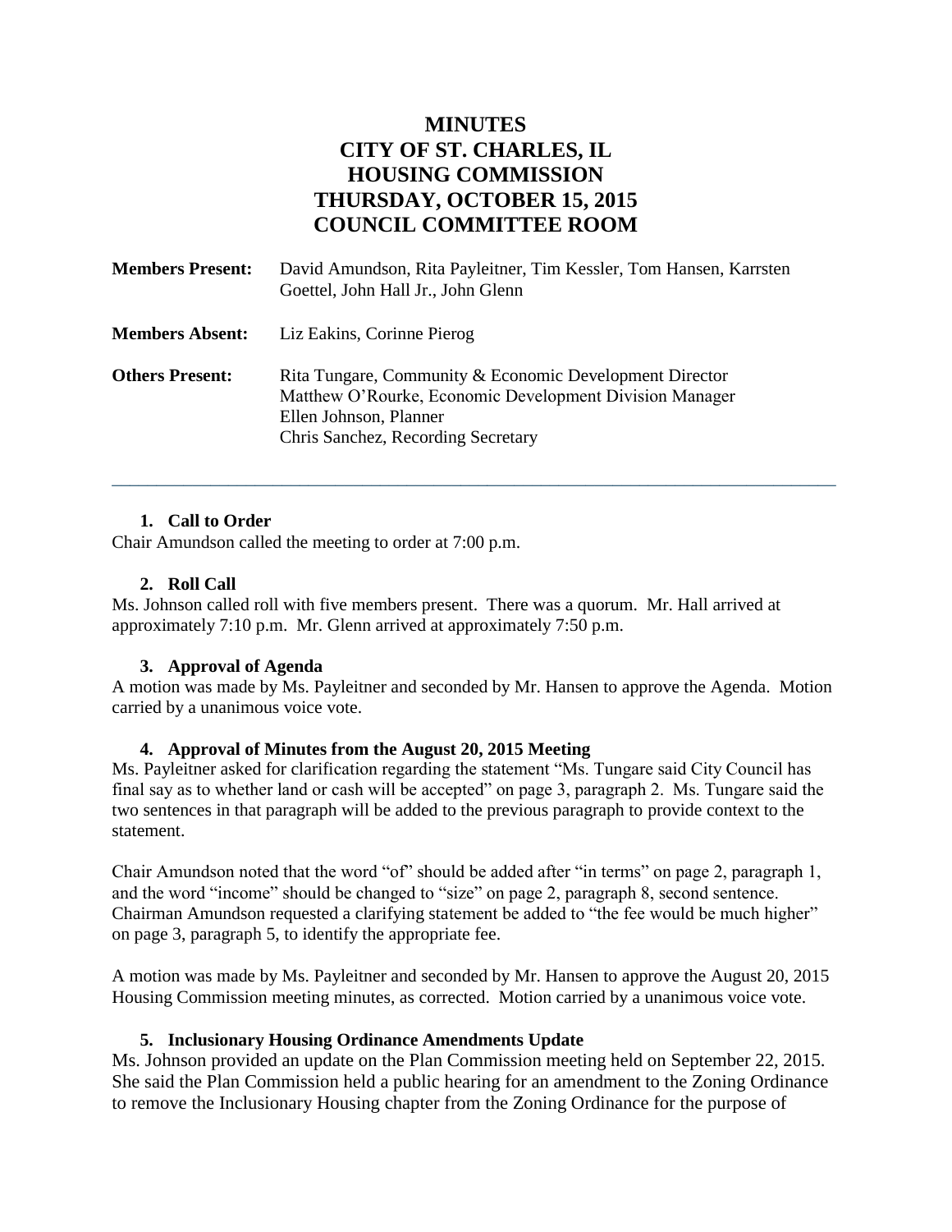# MINUTES
# CITY OF ST. CHARLES, IL
# HOUSING COMMISSION
# THURSDAY, OCTOBER 15, 2015
# COUNCIL COMMITTEE ROOM

**Members Present:** David Amundson, Rita Payleitner, Tim Kessler, Tom Hansen, Karrsten Goettel, John Hall Jr., John Glenn

**Members Absent:** Liz Eakins, Corinne Pierog

**Others Present:** Rita Tungare, Community & Economic Development Director
Matthew O'Rourke, Economic Development Division Manager
Ellen Johnson, Planner
Chris Sanchez, Recording Secretary

---

### 1. Call to Order

Chair Amundson called the meeting to order at 7:00 p.m.

### 2. Roll Call

Ms. Johnson called roll with five members present. There was a quorum. Mr. Hall arrived at approximately 7:10 p.m. Mr. Glenn arrived at approximately 7:50 p.m.

### 3. Approval of Agenda

A motion was made by Ms. Payleitner and seconded by Mr. Hansen to approve the Agenda. Motion carried by a unanimous voice vote.

### 4. Approval of Minutes from the August 20, 2015 Meeting

Ms. Payleitner asked for clarification regarding the statement "Ms. Tungare said City Council has final say as to whether land or cash will be accepted" on page 3, paragraph 2. Ms. Tungare said the two sentences in that paragraph will be added to the previous paragraph to provide context to the statement.

Chair Amundson noted that the word "of" should be added after "in terms" on page 2, paragraph 1, and the word "income" should be changed to "size" on page 2, paragraph 8, second sentence. Chairman Amundson requested a clarifying statement be added to "the fee would be much higher" on page 3, paragraph 5, to identify the appropriate fee.

A motion was made by Ms. Payleitner and seconded by Mr. Hansen to approve the August 20, 2015 Housing Commission meeting minutes, as corrected. Motion carried by a unanimous voice vote.

### 5. Inclusionary Housing Ordinance Amendments Update

Ms. Johnson provided an update on the Plan Commission meeting held on September 22, 2015. She said the Plan Commission held a public hearing for an amendment to the Zoning Ordinance to remove the Inclusionary Housing chapter from the Zoning Ordinance for the purpose of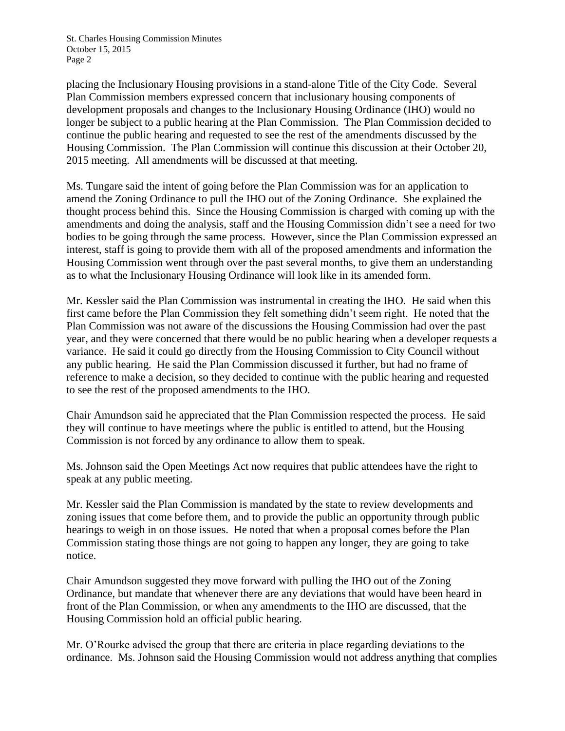placing the Inclusionary Housing provisions in a stand-alone Title of the City Code. Several Plan Commission members expressed concern that inclusionary housing components of development proposals and changes to the Inclusionary Housing Ordinance (IHO) would no longer be subject to a public hearing at the Plan Commission. The Plan Commission decided to continue the public hearing and requested to see the rest of the amendments discussed by the Housing Commission. The Plan Commission will continue this discussion at their October 20, 2015 meeting. All amendments will be discussed at that meeting.

Ms. Tungare said the intent of going before the Plan Commission was for an application to amend the Zoning Ordinance to pull the IHO out of the Zoning Ordinance. She explained the thought process behind this. Since the Housing Commission is charged with coming up with the amendments and doing the analysis, staff and the Housing Commission didn't see a need for two bodies to be going through the same process. However, since the Plan Commission expressed an interest, staff is going to provide them with all of the proposed amendments and information the Housing Commission went through over the past several months, to give them an understanding as to what the Inclusionary Housing Ordinance will look like in its amended form.

Mr. Kessler said the Plan Commission was instrumental in creating the IHO. He said when this first came before the Plan Commission they felt something didn't seem right. He noted that the Plan Commission was not aware of the discussions the Housing Commission had over the past year, and they were concerned that there would be no public hearing when a developer requests a variance. He said it could go directly from the Housing Commission to City Council without any public hearing. He said the Plan Commission discussed it further, but had no frame of reference to make a decision, so they decided to continue with the public hearing and requested to see the rest of the proposed amendments to the IHO.

Chair Amundson said he appreciated that the Plan Commission respected the process. He said they will continue to have meetings where the public is entitled to attend, but the Housing Commission is not forced by any ordinance to allow them to speak.

Ms. Johnson said the Open Meetings Act now requires that public attendees have the right to speak at any public meeting.

Mr. Kessler said the Plan Commission is mandated by the state to review developments and zoning issues that come before them, and to provide the public an opportunity through public hearings to weigh in on those issues. He noted that when a proposal comes before the Plan Commission stating those things are not going to happen any longer, they are going to take notice.

Chair Amundson suggested they move forward with pulling the IHO out of the Zoning Ordinance, but mandate that whenever there are any deviations that would have been heard in front of the Plan Commission, or when any amendments to the IHO are discussed, that the Housing Commission hold an official public hearing.

Mr. O'Rourke advised the group that there are criteria in place regarding deviations to the ordinance. Ms. Johnson said the Housing Commission would not address anything that complies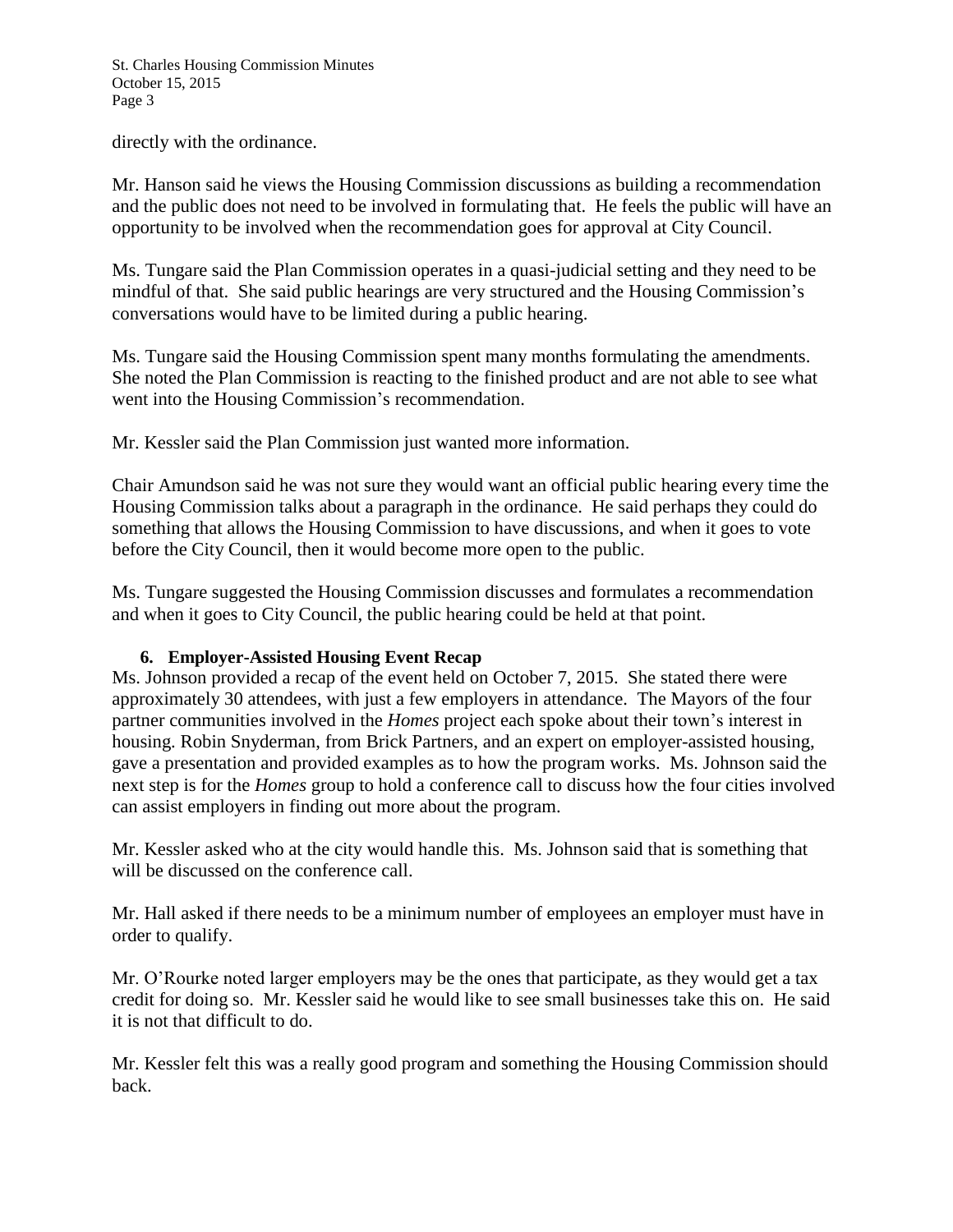directly with the ordinance.

Mr. Hanson said he views the Housing Commission discussions as building a recommendation and the public does not need to be involved in formulating that. He feels the public will have an opportunity to be involved when the recommendation goes for approval at City Council.

Ms. Tungare said the Plan Commission operates in a quasi-judicial setting and they need to be mindful of that. She said public hearings are very structured and the Housing Commission's conversations would have to be limited during a public hearing.

Ms. Tungare said the Housing Commission spent many months formulating the amendments. She noted the Plan Commission is reacting to the finished product and are not able to see what went into the Housing Commission's recommendation.

Mr. Kessler said the Plan Commission just wanted more information.

Chair Amundson said he was not sure they would want an official public hearing every time the Housing Commission talks about a paragraph in the ordinance. He said perhaps they could do something that allows the Housing Commission to have discussions, and when it goes to vote before the City Council, then it would become more open to the public.

Ms. Tungare suggested the Housing Commission discusses and formulates a recommendation and when it goes to City Council, the public hearing could be held at that point.

**6. Employer-Assisted Housing Event Recap**

Ms. Johnson provided a recap of the event held on October 7, 2015. She stated there were approximately 30 attendees, with just a few employers in attendance. The Mayors of the four partner communities involved in the *Homes* project each spoke about their town's interest in housing. Robin Snyderman, from Brick Partners, and an expert on employer-assisted housing, gave a presentation and provided examples as to how the program works. Ms. Johnson said the next step is for the *Homes* group to hold a conference call to discuss how the four cities involved can assist employers in finding out more about the program.

Mr. Kessler asked who at the city would handle this. Ms. Johnson said that is something that will be discussed on the conference call.

Mr. Hall asked if there needs to be a minimum number of employees an employer must have in order to qualify.

Mr. O'Rourke noted larger employers may be the ones that participate, as they would get a tax credit for doing so. Mr. Kessler said he would like to see small businesses take this on. He said it is not that difficult to do.

Mr. Kessler felt this was a really good program and something the Housing Commission should back.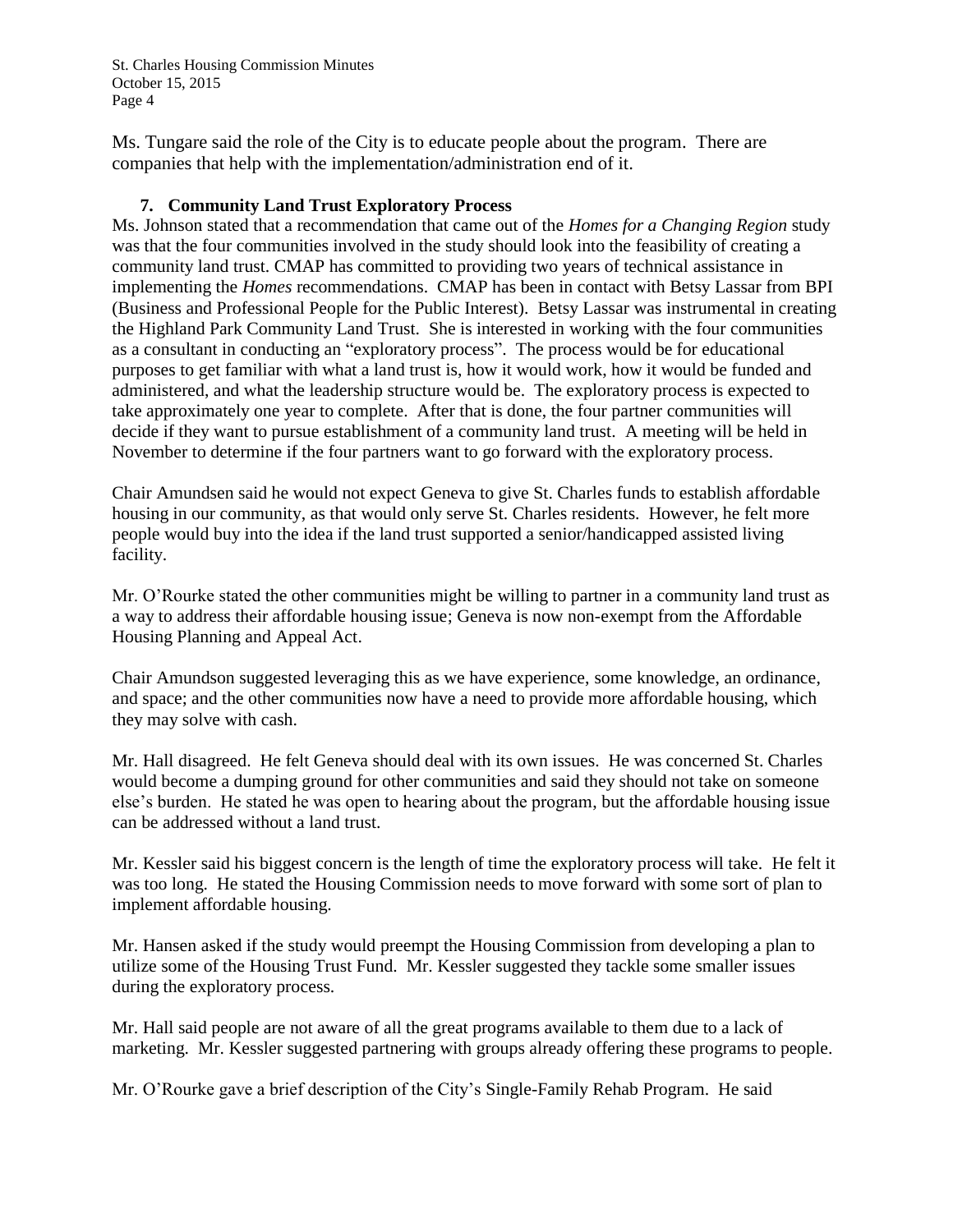Ms. Tungare said the role of the City is to educate people about the program. There are companies that help with the implementation/administration end of it.

### 7. Community Land Trust Exploratory Process

Ms. Johnson stated that a recommendation that came out of the *Homes for a Changing Region* study was that the four communities involved in the study should look into the feasibility of creating a community land trust. CMAP has committed to providing two years of technical assistance in implementing the *Homes* recommendations. CMAP has been in contact with Betsy Lassar from BPI (Business and Professional People for the Public Interest). Betsy Lassar was instrumental in creating the Highland Park Community Land Trust. She is interested in working with the four communities as a consultant in conducting an "exploratory process". The process would be for educational purposes to get familiar with what a land trust is, how it would work, how it would be funded and administered, and what the leadership structure would be. The exploratory process is expected to take approximately one year to complete. After that is done, the four partner communities will decide if they want to pursue establishment of a community land trust. A meeting will be held in November to determine if the four partners want to go forward with the exploratory process.

Chair Amundsen said he would not expect Geneva to give St. Charles funds to establish affordable housing in our community, as that would only serve St. Charles residents. However, he felt more people would buy into the idea if the land trust supported a senior/handicapped assisted living facility.

Mr. O'Rourke stated the other communities might be willing to partner in a community land trust as a way to address their affordable housing issue; Geneva is now non-exempt from the Affordable Housing Planning and Appeal Act.

Chair Amundson suggested leveraging this as we have experience, some knowledge, an ordinance, and space; and the other communities now have a need to provide more affordable housing, which they may solve with cash.

Mr. Hall disagreed. He felt Geneva should deal with its own issues. He was concerned St. Charles would become a dumping ground for other communities and said they should not take on someone else's burden. He stated he was open to hearing about the program, but the affordable housing issue can be addressed without a land trust.

Mr. Kessler said his biggest concern is the length of time the exploratory process will take. He felt it was too long. He stated the Housing Commission needs to move forward with some sort of plan to implement affordable housing.

Mr. Hansen asked if the study would preempt the Housing Commission from developing a plan to utilize some of the Housing Trust Fund. Mr. Kessler suggested they tackle some smaller issues during the exploratory process.

Mr. Hall said people are not aware of all the great programs available to them due to a lack of marketing. Mr. Kessler suggested partnering with groups already offering these programs to people.

Mr. O'Rourke gave a brief description of the City's Single-Family Rehab Program. He said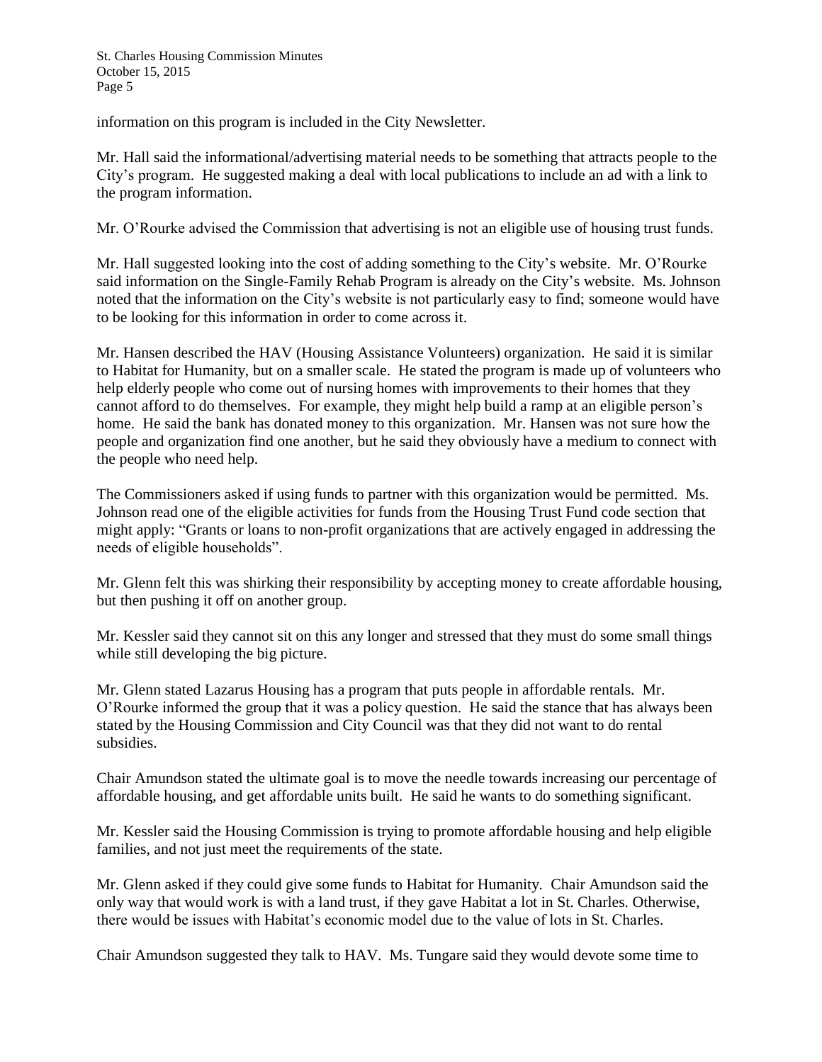information on this program is included in the City Newsletter.

Mr. Hall said the informational/advertising material needs to be something that attracts people to the City's program. He suggested making a deal with local publications to include an ad with a link to the program information.

Mr. O'Rourke advised the Commission that advertising is not an eligible use of housing trust funds.

Mr. Hall suggested looking into the cost of adding something to the City's website. Mr. O'Rourke said information on the Single-Family Rehab Program is already on the City's website. Ms. Johnson noted that the information on the City's website is not particularly easy to find; someone would have to be looking for this information in order to come across it.

Mr. Hansen described the HAV (Housing Assistance Volunteers) organization. He said it is similar to Habitat for Humanity, but on a smaller scale. He stated the program is made up of volunteers who help elderly people who come out of nursing homes with improvements to their homes that they cannot afford to do themselves. For example, they might help build a ramp at an eligible person's home. He said the bank has donated money to this organization. Mr. Hansen was not sure how the people and organization find one another, but he said they obviously have a medium to connect with the people who need help.

The Commissioners asked if using funds to partner with this organization would be permitted. Ms. Johnson read one of the eligible activities for funds from the Housing Trust Fund code section that might apply: "Grants or loans to non-profit organizations that are actively engaged in addressing the needs of eligible households".

Mr. Glenn felt this was shirking their responsibility by accepting money to create affordable housing, but then pushing it off on another group.

Mr. Kessler said they cannot sit on this any longer and stressed that they must do some small things while still developing the big picture.

Mr. Glenn stated Lazarus Housing has a program that puts people in affordable rentals. Mr. O'Rourke informed the group that it was a policy question. He said the stance that has always been stated by the Housing Commission and City Council was that they did not want to do rental subsidies.

Chair Amundson stated the ultimate goal is to move the needle towards increasing our percentage of affordable housing, and get affordable units built. He said he wants to do something significant.

Mr. Kessler said the Housing Commission is trying to promote affordable housing and help eligible families, and not just meet the requirements of the state.

Mr. Glenn asked if they could give some funds to Habitat for Humanity. Chair Amundson said the only way that would work is with a land trust, if they gave Habitat a lot in St. Charles. Otherwise, there would be issues with Habitat's economic model due to the value of lots in St. Charles.

Chair Amundson suggested they talk to HAV. Ms. Tungare said they would devote some time to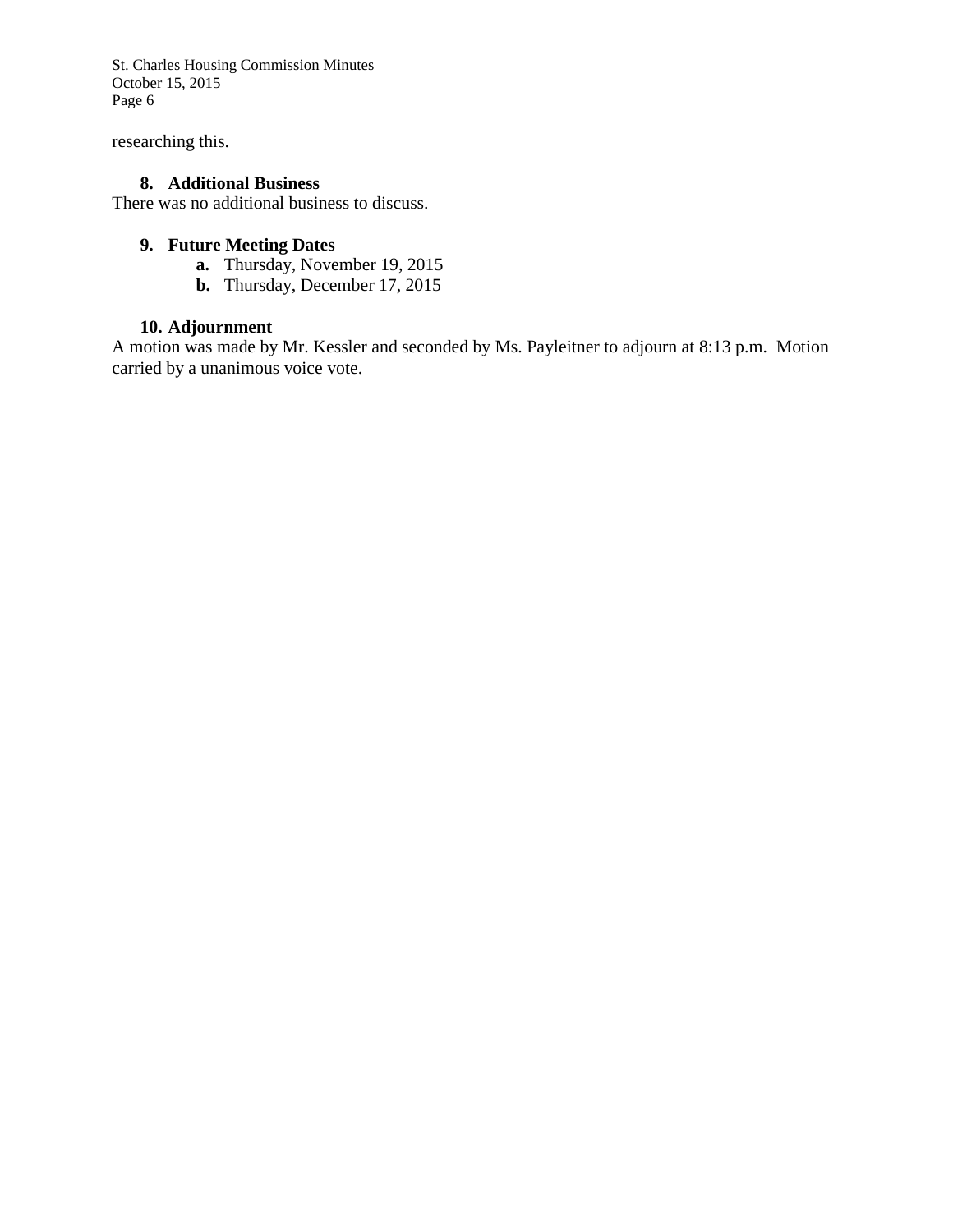researching this.

**8. Additional Business**

There was no additional business to discuss.

**9. Future Meeting Dates**

- **a.** Thursday, November 19, 2015
- **b.** Thursday, December 17, 2015

**10. Adjournment**

A motion was made by Mr. Kessler and seconded by Ms. Payleitner to adjourn at 8:13 p.m. Motion carried by a unanimous voice vote.